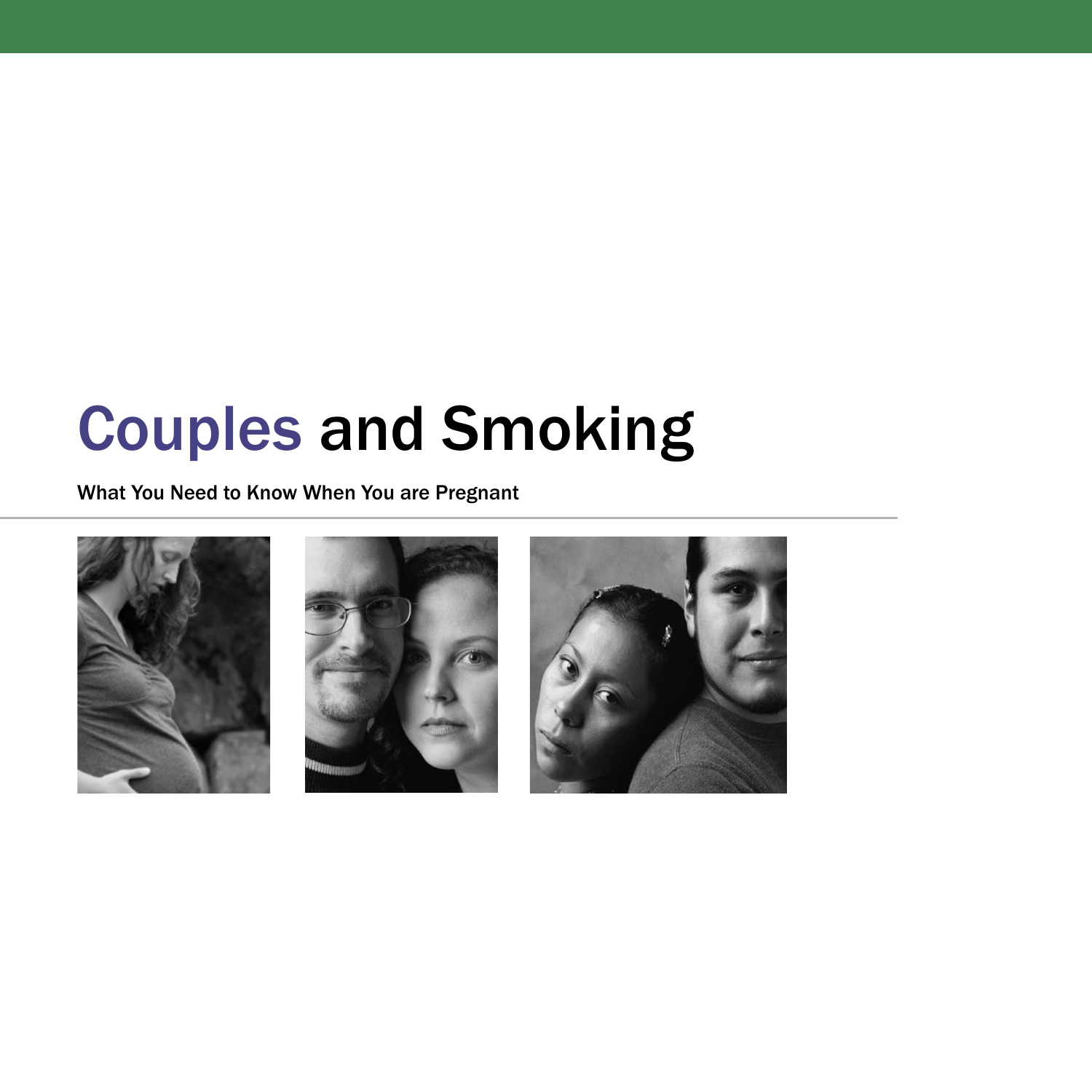# Couples and Smoking

What You Need to Know When You are Pregnant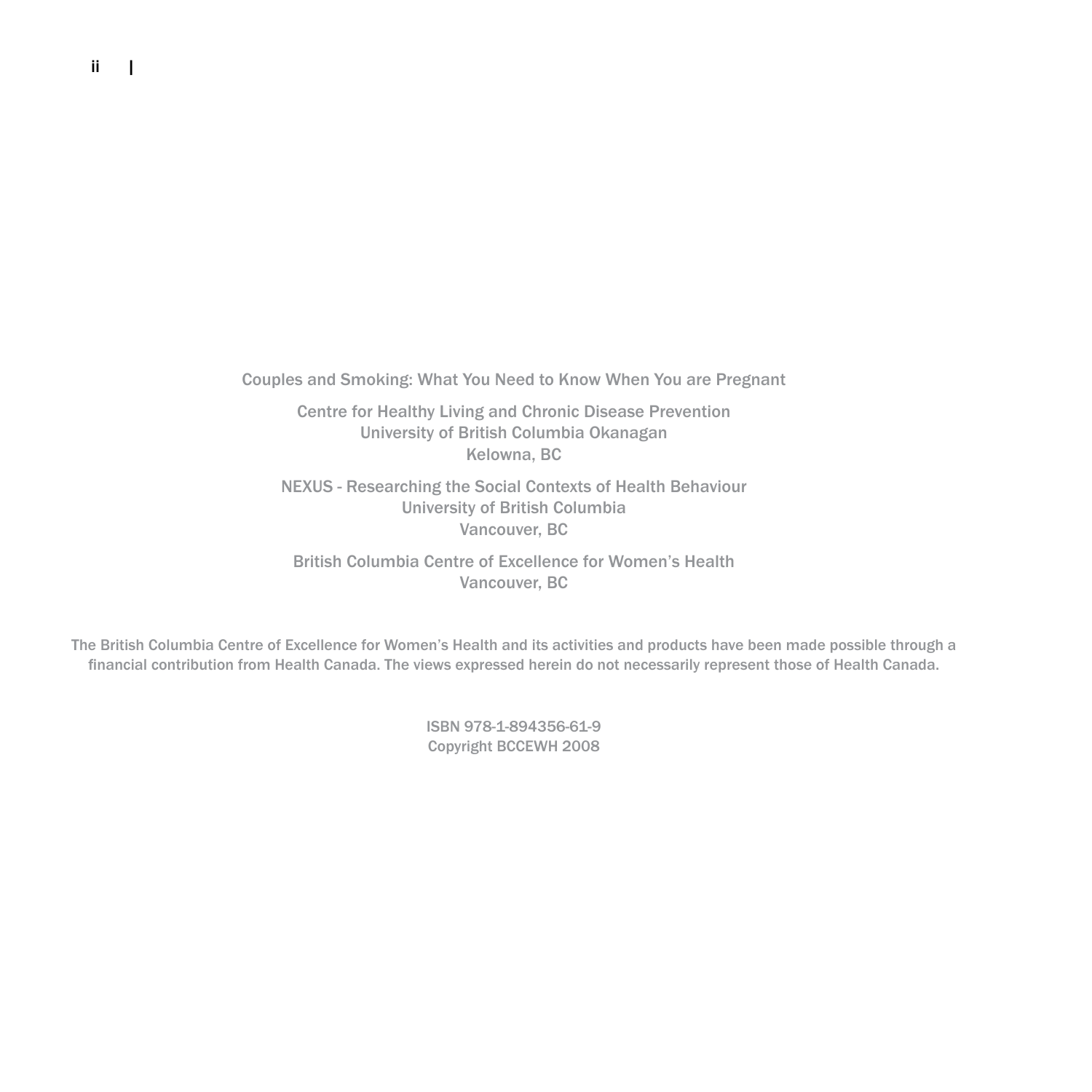Couples and Smoking: What You Need to Know When You are Pregnant

Centre for Healthy Living and Chronic Disease Prevention
University of British Columbia Okanagan
Kelowna, BC

NEXUS - Researching the Social Contexts of Health Behaviour
University of British Columbia
Vancouver, BC

British Columbia Centre of Excellence for Women's Health
Vancouver, BC

The British Columbia Centre of Excellence for Women's Health and its activities and products have been made possible through a financial contribution from Health Canada. The views expressed herein do not necessarily represent those of Health Canada.

ISBN 978-1-894356-61-9
Copyright BCCEWH 2008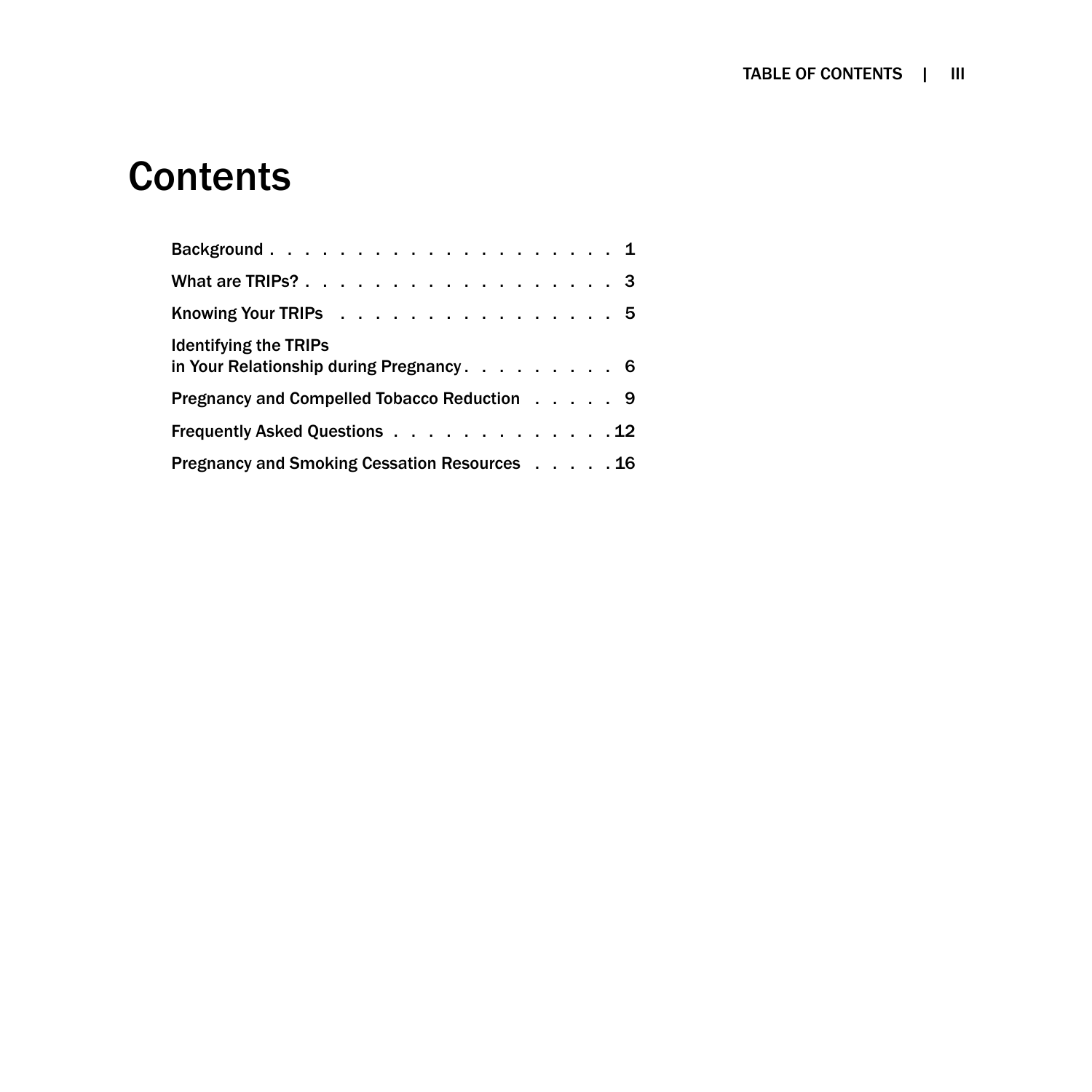# Contents

Background . . . . . . . . . . . . . . . . . . . . 1

What are TRIPs? . . . . . . . . . . . . . . . . . . 3

Knowing Your TRIPs . . . . . . . . . . . . . . . . 5

Identifying the TRIPs
in Your Relationship during Pregnancy . . . . . . . . . 6

Pregnancy and Compelled Tobacco Reduction . . . . . 9

Frequently Asked Questions . . . . . . . . . . . . . 12

Pregnancy and Smoking Cessation Resources . . . . . 16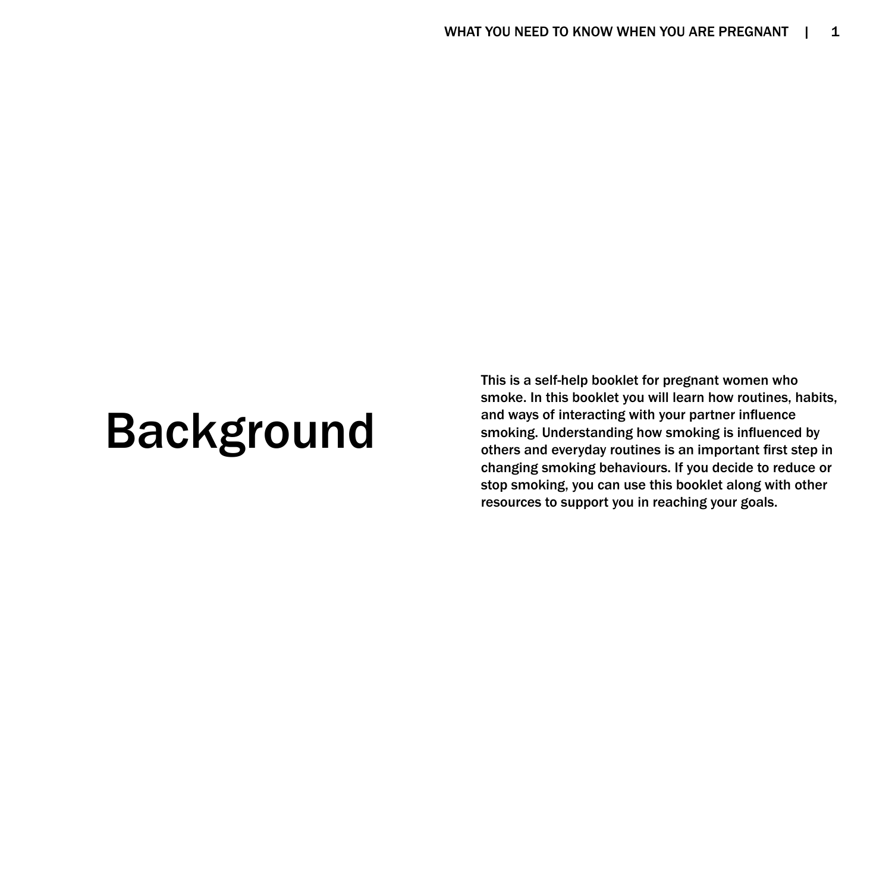# Background

This is a self-help booklet for pregnant women who smoke. In this booklet you will learn how routines, habits, and ways of interacting with your partner influence smoking. Understanding how smoking is influenced by others and everyday routines is an important first step in changing smoking behaviours. If you decide to reduce or stop smoking, you can use this booklet along with other resources to support you in reaching your goals.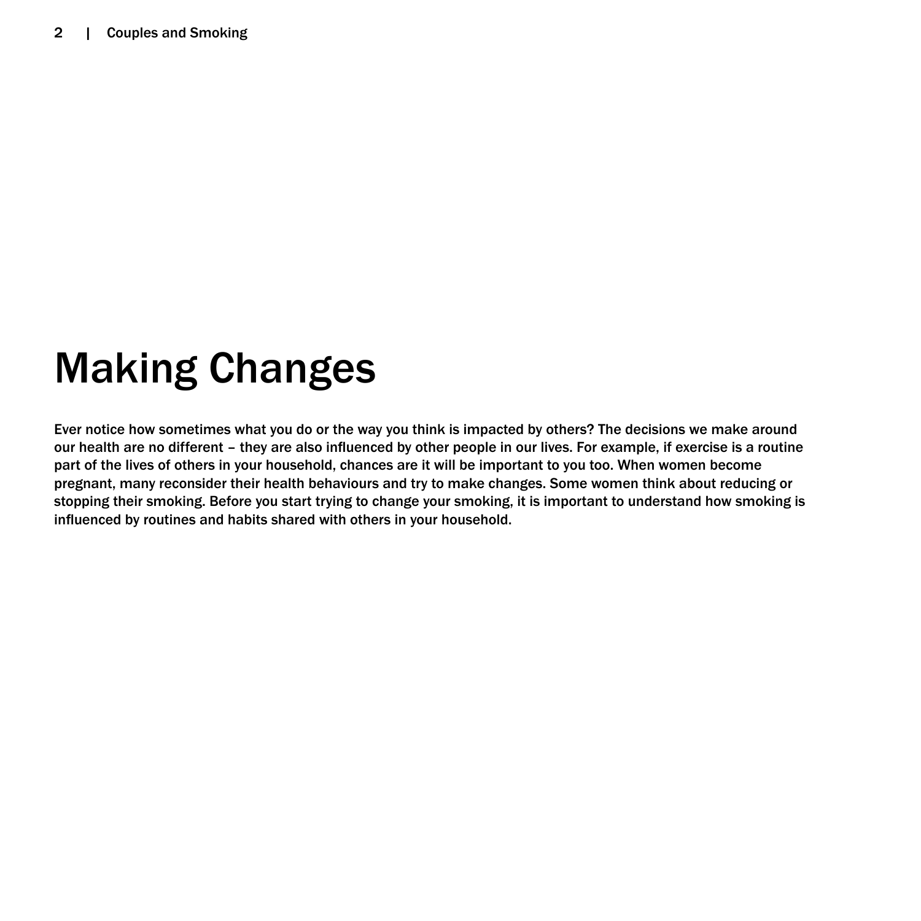# Making Changes

Ever notice how sometimes what you do or the way you think is impacted by others? The decisions we make around our health are no different – they are also influenced by other people in our lives. For example, if exercise is a routine part of the lives of others in your household, chances are it will be important to you too. When women become pregnant, many reconsider their health behaviours and try to make changes. Some women think about reducing or stopping their smoking. Before you start trying to change your smoking, it is important to understand how smoking is influenced by routines and habits shared with others in your household.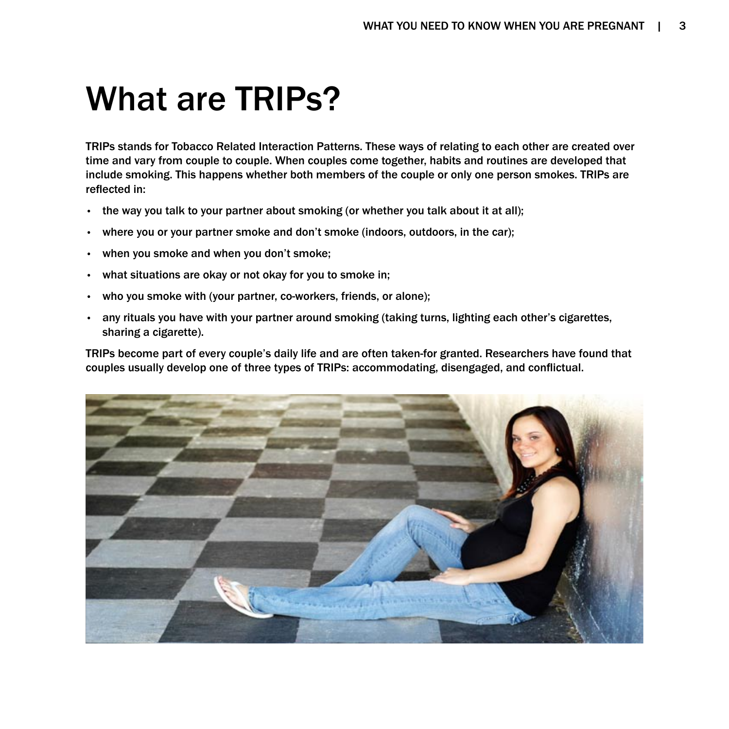# What are TRIPs?

TRIPs stands for Tobacco Related Interaction Patterns. These ways of relating to each other are created over time and vary from couple to couple. When couples come together, habits and routines are developed that include smoking. This happens whether both members of the couple or only one person smokes. TRIPs are reflected in:

- the way you talk to your partner about smoking (or whether you talk about it at all);
- where you or your partner smoke and don't smoke (indoors, outdoors, in the car);
- when you smoke and when you don't smoke;
- what situations are okay or not okay for you to smoke in;
- who you smoke with (your partner, co-workers, friends, or alone);
- any rituals you have with your partner around smoking (taking turns, lighting each other's cigarettes, sharing a cigarette).

TRIPs become part of every couple's daily life and are often taken-for granted. Researchers have found that couples usually develop one of three types of TRIPs: accommodating, disengaged, and conflictual.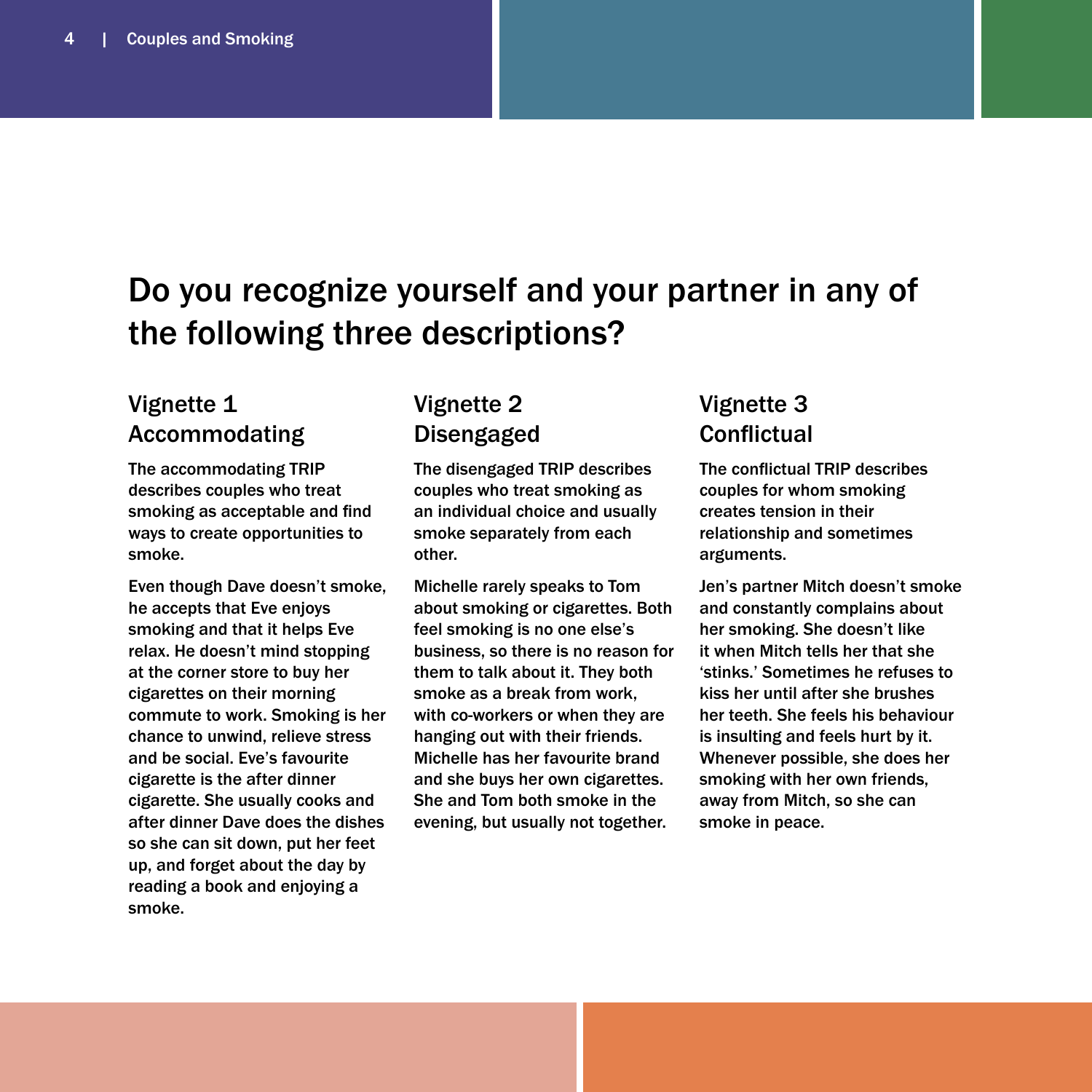# Do you recognize yourself and your partner in any of the following three descriptions?

## Vignette 1
## Accommodating

The accommodating TRIP describes couples who treat smoking as acceptable and find ways to create opportunities to smoke.

Even though Dave doesn't smoke, he accepts that Eve enjoys smoking and that it helps Eve relax. He doesn't mind stopping at the corner store to buy her cigarettes on their morning commute to work. Smoking is her chance to unwind, relieve stress and be social. Eve's favourite cigarette is the after dinner cigarette. She usually cooks and after dinner Dave does the dishes so she can sit down, put her feet up, and forget about the day by reading a book and enjoying a smoke.

## Vignette 2
## Disengaged

The disengaged TRIP describes couples who treat smoking as an individual choice and usually smoke separately from each other.

Michelle rarely speaks to Tom about smoking or cigarettes. Both feel smoking is no one else's business, so there is no reason for them to talk about it. They both smoke as a break from work, with co-workers or when they are hanging out with their friends. Michelle has her favourite brand and she buys her own cigarettes. She and Tom both smoke in the evening, but usually not together.

## Vignette 3
## Conflictual

The conflictual TRIP describes couples for whom smoking creates tension in their relationship and sometimes arguments.

Jen's partner Mitch doesn't smoke and constantly complains about her smoking. She doesn't like it when Mitch tells her that she 'stinks.' Sometimes he refuses to kiss her until after she brushes her teeth. She feels his behaviour is insulting and feels hurt by it. Whenever possible, she does her smoking with her own friends, away from Mitch, so she can smoke in peace.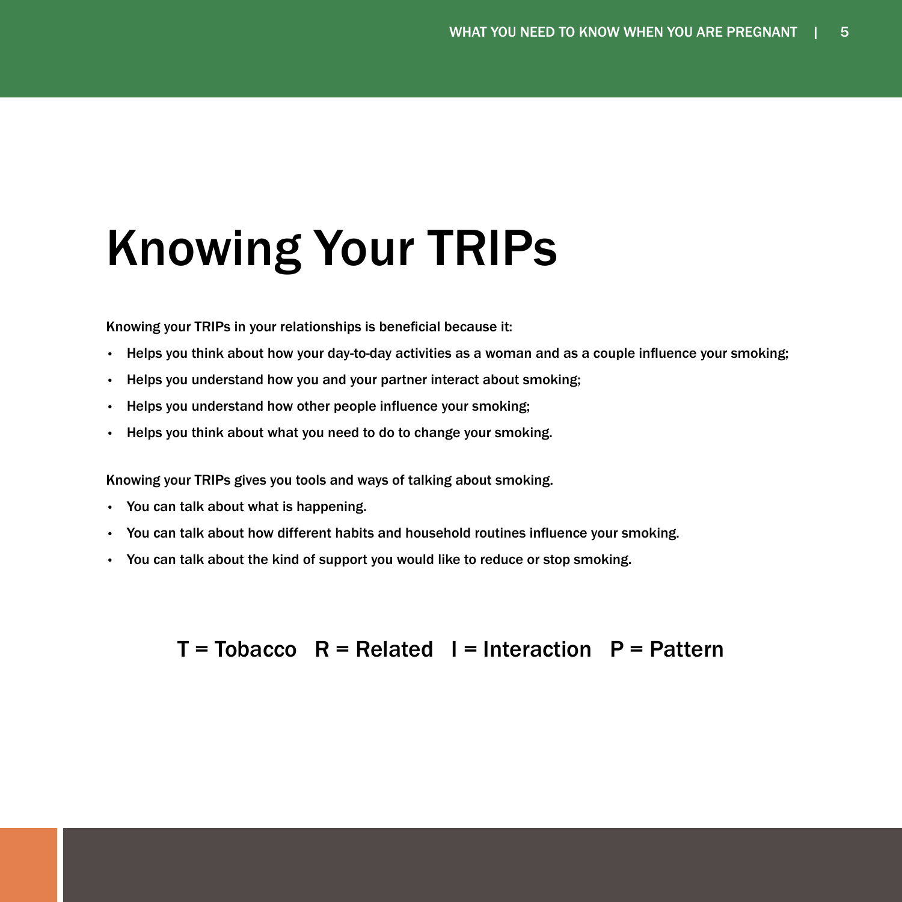# Knowing Your TRIPs

Knowing your TRIPs in your relationships is beneficial because it:

- Helps you think about how your day-to-day activities as a woman and as a couple influence your smoking;
- Helps you understand how you and your partner interact about smoking;
- Helps you understand how other people influence your smoking;
- Helps you think about what you need to do to change your smoking.

Knowing your TRIPs gives you tools and ways of talking about smoking.

- You can talk about what is happening.
- You can talk about how different habits and household routines influence your smoking.
- You can talk about the kind of support you would like to reduce or stop smoking.

**T = Tobacco   R = Related   I = Interaction   P = Pattern**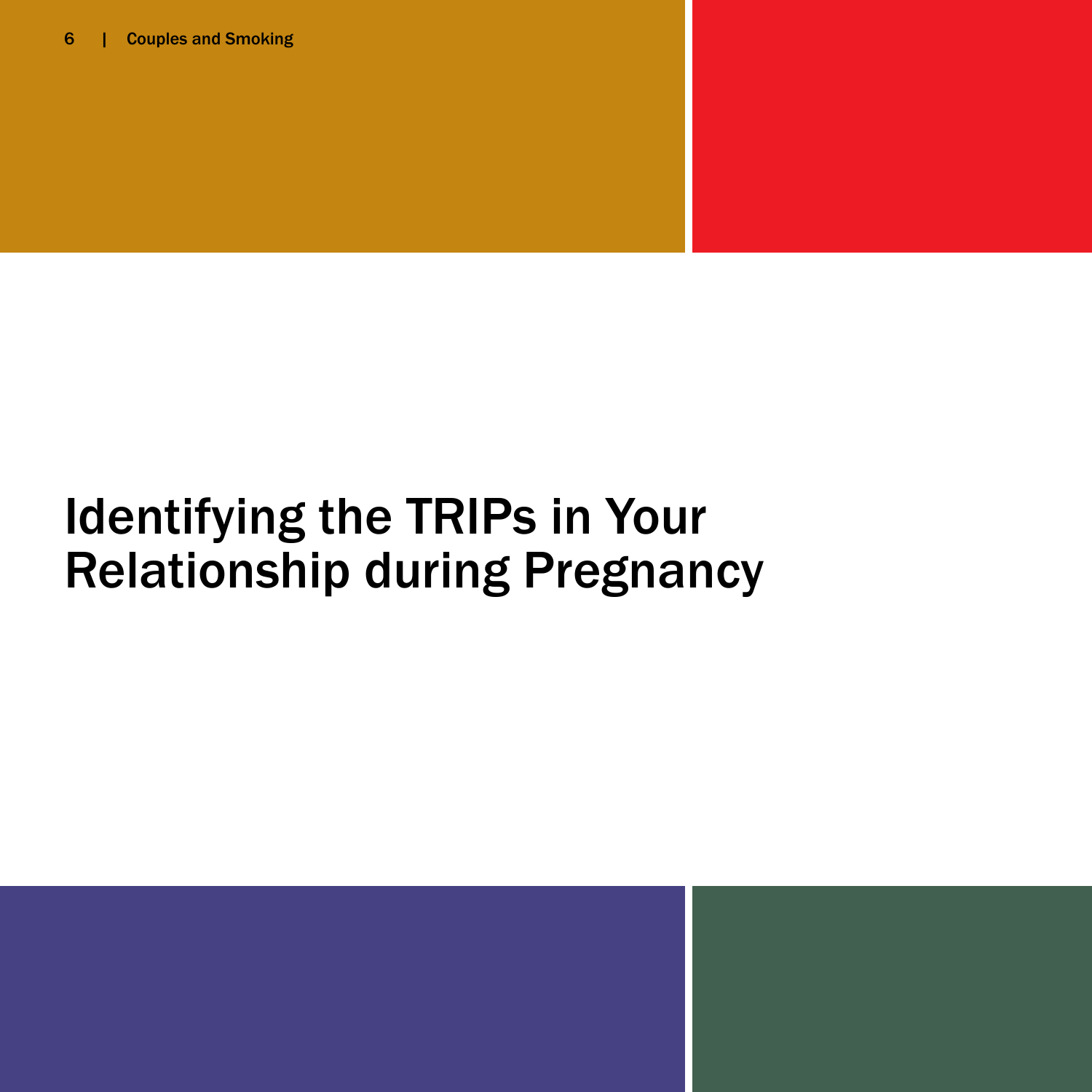# Identifying the TRIPs in Your Relationship during Pregnancy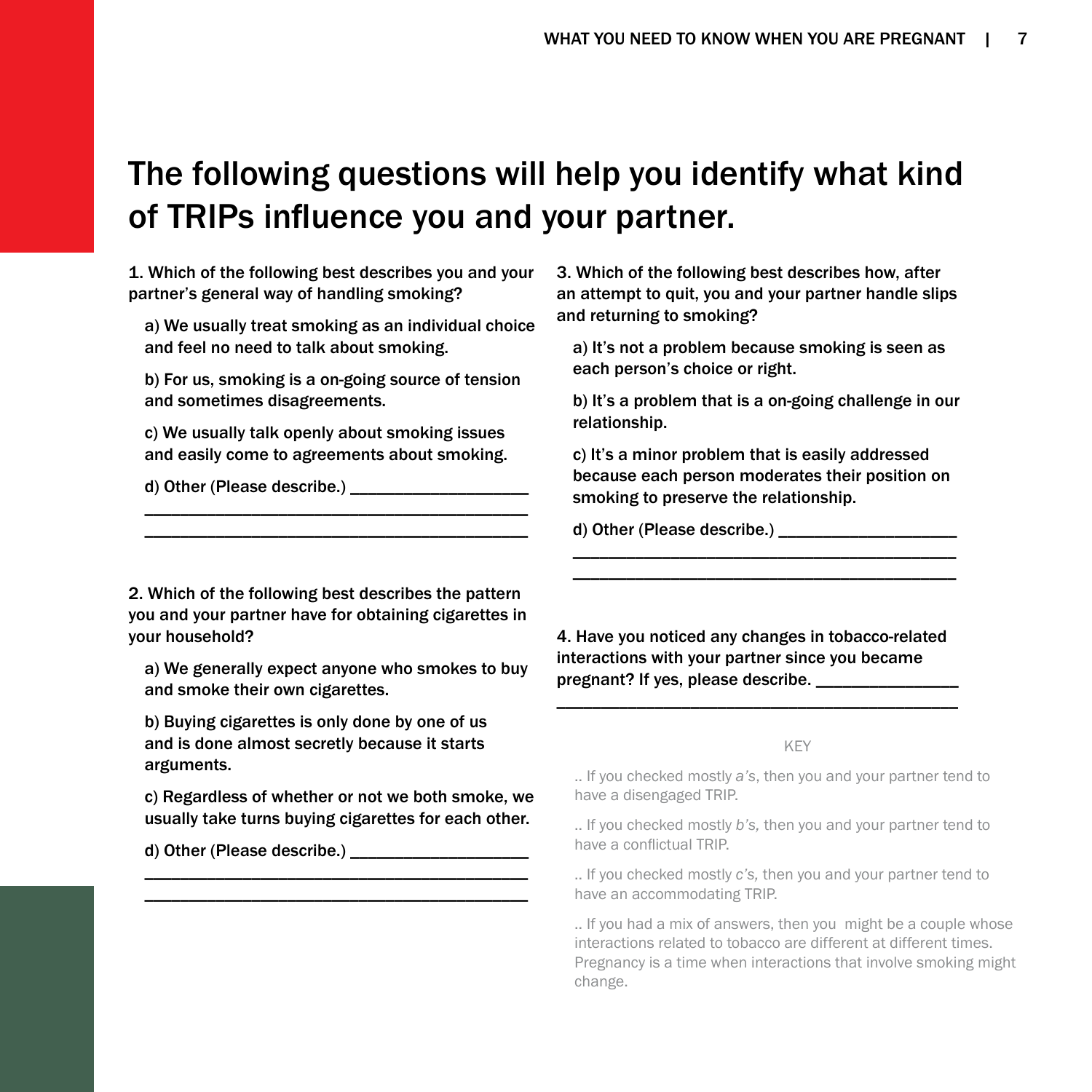# The following questions will help you identify what kind of TRIPs influence you and your partner.

1. Which of the following best describes you and your partner's general way of handling smoking?

   a) We usually treat smoking as an individual choice and feel no need to talk about smoking.

   b) For us, smoking is a on-going source of tension and sometimes disagreements.

   c) We usually talk openly about smoking issues and easily come to agreements about smoking.

   d) Other (Please describe.) ___________________
   ___________________________________________
   ___________________________________________

2. Which of the following best describes the pattern you and your partner have for obtaining cigarettes in your household?

   a) We generally expect anyone who smokes to buy and smoke their own cigarettes.

   b) Buying cigarettes is only done by one of us and is done almost secretly because it starts arguments.

   c) Regardless of whether or not we both smoke, we usually take turns buying cigarettes for each other.

   d) Other (Please describe.) ___________________
   ___________________________________________
   ___________________________________________

3. Which of the following best describes how, after an attempt to quit, you and your partner handle slips and returning to smoking?

   a) It's not a problem because smoking is seen as each person's choice or right.

   b) It's a problem that is a on-going challenge in our relationship.

   c) It's a minor problem that is easily addressed because each person moderates their position on smoking to preserve the relationship.

   d) Other (Please describe.) ___________________
   ___________________________________________
   ___________________________________________

4. Have you noticed any changes in tobacco-related interactions with your partner since you became pregnant? If yes, please describe. _______________
___________________________________________

KEY

.. If you checked mostly *a's*, then you and your partner tend to have a disengaged TRIP.

.. If you checked mostly *b's,* then you and your partner tend to have a conflictual TRIP.

.. If you checked mostly *c's,* then you and your partner tend to have an accommodating TRIP.

.. If you had a mix of answers, then you might be a couple whose interactions related to tobacco are different at different times. Pregnancy is a time when interactions that involve smoking might change.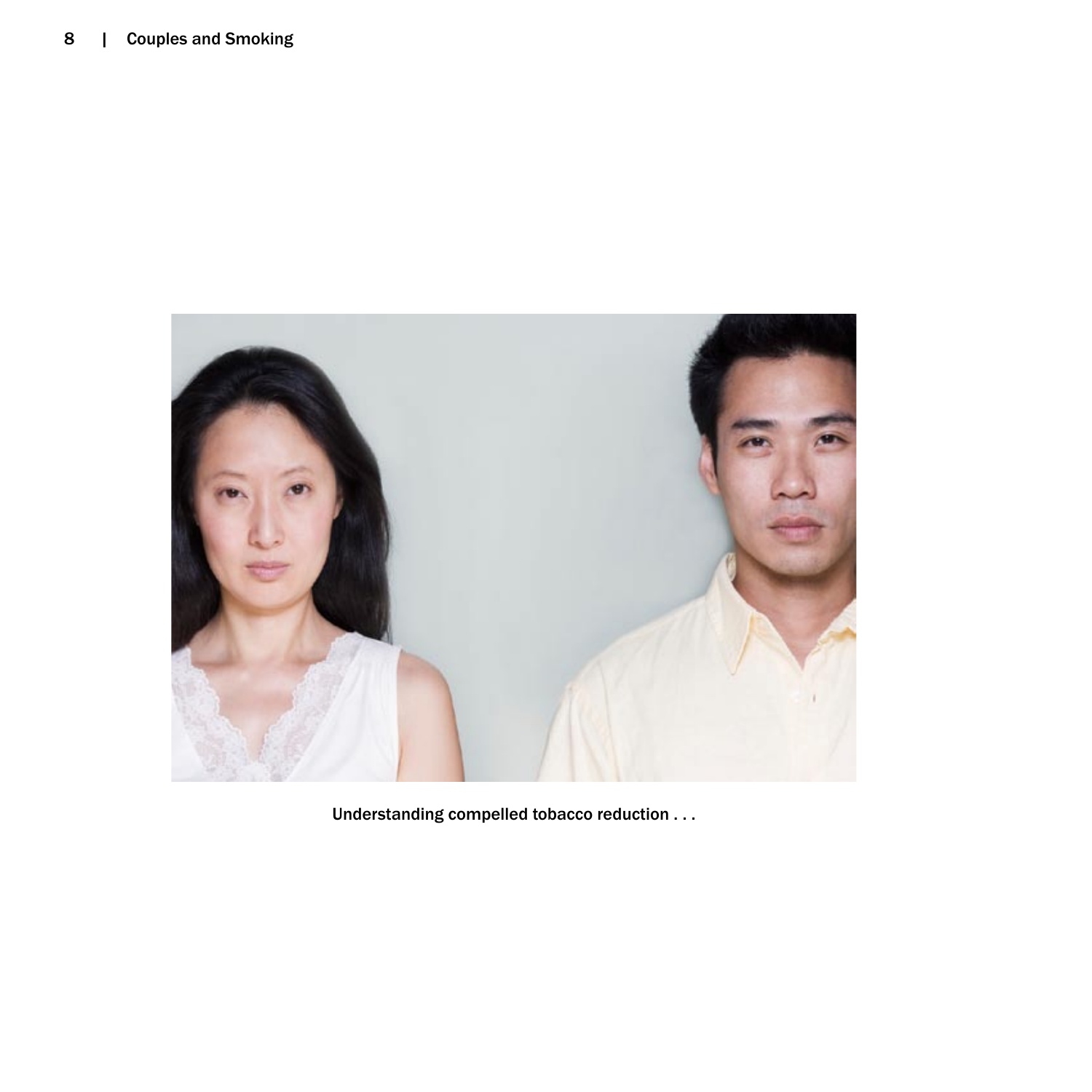Understanding compelled tobacco reduction . . .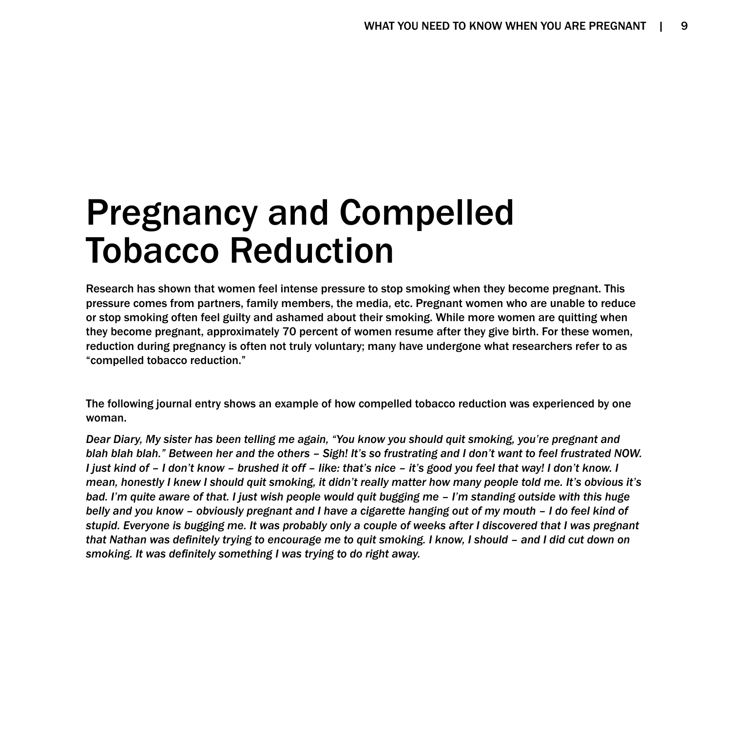# Pregnancy and Compelled Tobacco Reduction

Research has shown that women feel intense pressure to stop smoking when they become pregnant. This pressure comes from partners, family members, the media, etc. Pregnant women who are unable to reduce or stop smoking often feel guilty and ashamed about their smoking. While more women are quitting when they become pregnant, approximately 70 percent of women resume after they give birth. For these women, reduction during pregnancy is often not truly voluntary; many have undergone what researchers refer to as "compelled tobacco reduction."

The following journal entry shows an example of how compelled tobacco reduction was experienced by one woman.

*Dear Diary, My sister has been telling me again, "You know you should quit smoking, you're pregnant and blah blah blah." Between her and the others – Sigh! It's so frustrating and I don't want to feel frustrated NOW. I just kind of – I don't know – brushed it off – like: that's nice – it's good you feel that way! I don't know. I mean, honestly I knew I should quit smoking, it didn't really matter how many people told me. It's obvious it's bad. I'm quite aware of that. I just wish people would quit bugging me – I'm standing outside with this huge belly and you know – obviously pregnant and I have a cigarette hanging out of my mouth – I do feel kind of stupid. Everyone is bugging me. It was probably only a couple of weeks after I discovered that I was pregnant that Nathan was definitely trying to encourage me to quit smoking. I know, I should – and I did cut down on smoking. It was definitely something I was trying to do right away.*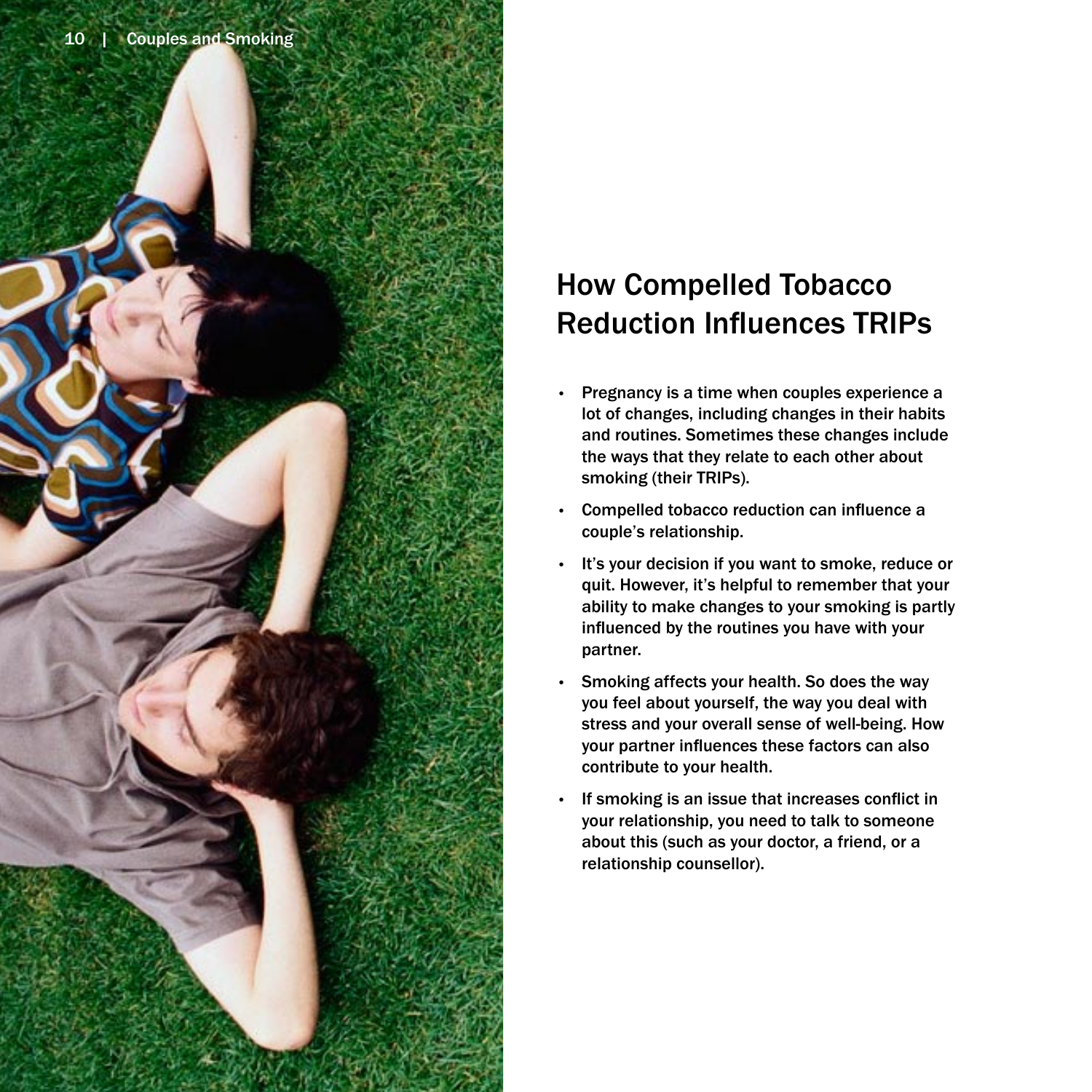## How Compelled Tobacco Reduction Influences TRIPs

- Pregnancy is a time when couples experience a lot of changes, including changes in their habits and routines. Sometimes these changes include the ways that they relate to each other about smoking (their TRIPs).
- Compelled tobacco reduction can influence a couple's relationship.
- It's your decision if you want to smoke, reduce or quit. However, it's helpful to remember that your ability to make changes to your smoking is partly influenced by the routines you have with your partner.
- Smoking affects your health. So does the way you feel about yourself, the way you deal with stress and your overall sense of well-being. How your partner influences these factors can also contribute to your health.
- If smoking is an issue that increases conflict in your relationship, you need to talk to someone about this (such as your doctor, a friend, or a relationship counsellor).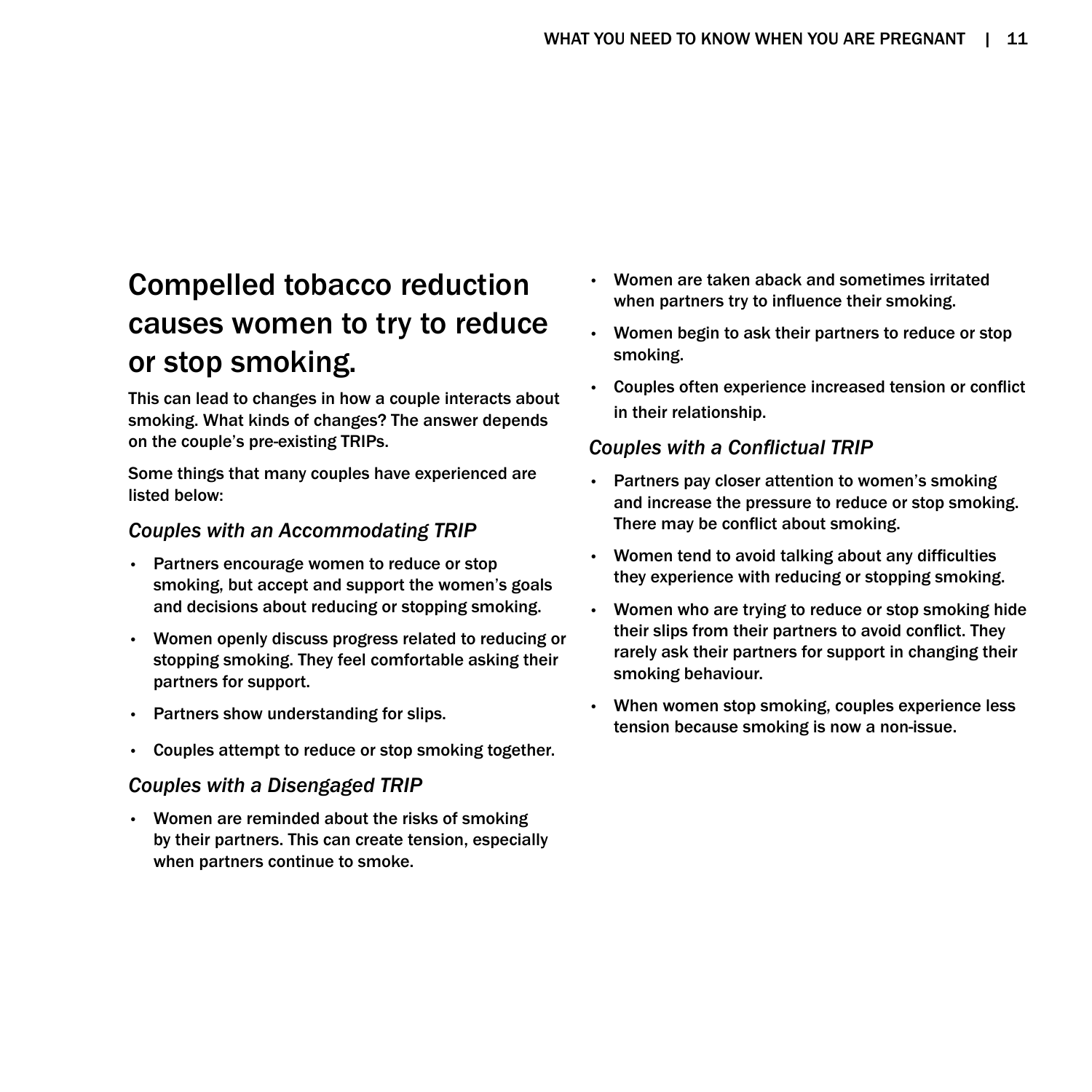## Compelled tobacco reduction causes women to try to reduce or stop smoking.

This can lead to changes in how a couple interacts about smoking. What kinds of changes? The answer depends on the couple's pre-existing TRIPs.

Some things that many couples have experienced are listed below:

### *Couples with an Accommodating TRIP*

- Partners encourage women to reduce or stop smoking, but accept and support the women's goals and decisions about reducing or stopping smoking.
- Women openly discuss progress related to reducing or stopping smoking. They feel comfortable asking their partners for support.
- Partners show understanding for slips.
- Couples attempt to reduce or stop smoking together.

### *Couples with a Disengaged TRIP*

- Women are reminded about the risks of smoking by their partners. This can create tension, especially when partners continue to smoke.
- Women are taken aback and sometimes irritated when partners try to influence their smoking.
- Women begin to ask their partners to reduce or stop smoking.
- Couples often experience increased tension or conflict in their relationship.

### *Couples with a Conflictual TRIP*

- Partners pay closer attention to women's smoking and increase the pressure to reduce or stop smoking. There may be conflict about smoking.
- Women tend to avoid talking about any difficulties they experience with reducing or stopping smoking.
- Women who are trying to reduce or stop smoking hide their slips from their partners to avoid conflict. They rarely ask their partners for support in changing their smoking behaviour.
- When women stop smoking, couples experience less tension because smoking is now a non-issue.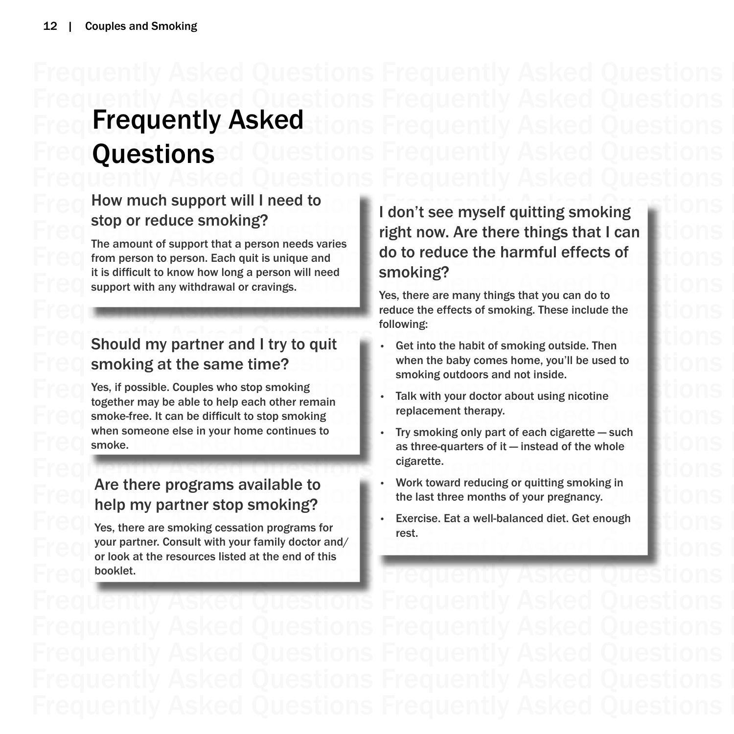# Frequently Asked Questions

### How much support will I need to stop or reduce smoking?

The amount of support that a person needs varies from person to person. Each quit is unique and it is difficult to know how long a person will need support with any withdrawal or cravings.

### Should my partner and I try to quit smoking at the same time?

Yes, if possible. Couples who stop smoking together may be able to help each other remain smoke-free. It can be difficult to stop smoking when someone else in your home continues to smoke.

### Are there programs available to help my partner stop smoking?

Yes, there are smoking cessation programs for your partner. Consult with your family doctor and/or look at the resources listed at the end of this booklet.

### I don't see myself quitting smoking right now. Are there things that I can do to reduce the harmful effects of smoking?

Yes, there are many things that you can do to reduce the effects of smoking. These include the following:

- Get into the habit of smoking outside. Then when the baby comes home, you'll be used to smoking outdoors and not inside.
- Talk with your doctor about using nicotine replacement therapy.
- Try smoking only part of each cigarette — such as three-quarters of it — instead of the whole cigarette.
- Work toward reducing or quitting smoking in the last three months of your pregnancy.
- Exercise. Eat a well-balanced diet. Get enough rest.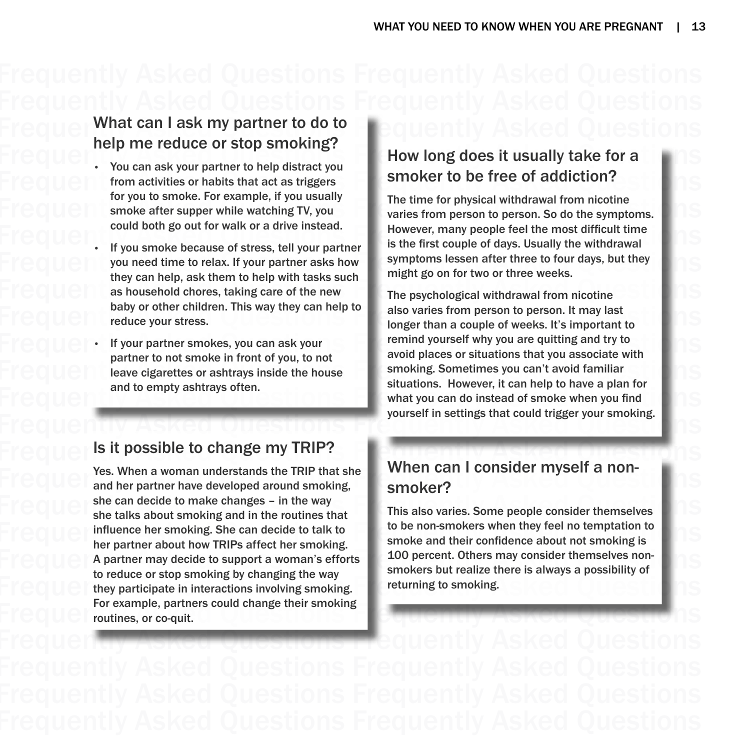## What can I ask my partner to do to help me reduce or stop smoking?

- You can ask your partner to help distract you from activities or habits that act as triggers for you to smoke. For example, if you usually smoke after supper while watching TV, you could both go out for walk or a drive instead.
- If you smoke because of stress, tell your partner you need time to relax. If your partner asks how they can help, ask them to help with tasks such as household chores, taking care of the new baby or other children. This way they can help to reduce your stress.
- If your partner smokes, you can ask your partner to not smoke in front of you, to not leave cigarettes or ashtrays inside the house and to empty ashtrays often.

## Is it possible to change my TRIP?

Yes. When a woman understands the TRIP that she and her partner have developed around smoking, she can decide to make changes – in the way she talks about smoking and in the routines that influence her smoking. She can decide to talk to her partner about how TRIPs affect her smoking. A partner may decide to support a woman's efforts to reduce or stop smoking by changing the way they participate in interactions involving smoking. For example, partners could change their smoking routines, or co-quit.

## How long does it usually take for a smoker to be free of addiction?

The time for physical withdrawal from nicotine varies from person to person. So do the symptoms. However, many people feel the most difficult time is the first couple of days. Usually the withdrawal symptoms lessen after three to four days, but they might go on for two or three weeks.

The psychological withdrawal from nicotine also varies from person to person. It may last longer than a couple of weeks. It's important to remind yourself why you are quitting and try to avoid places or situations that you associate with smoking. Sometimes you can't avoid familiar situations. However, it can help to have a plan for what you can do instead of smoke when you find yourself in settings that could trigger your smoking.

## When can I consider myself a non-smoker?

This also varies. Some people consider themselves to be non-smokers when they feel no temptation to smoke and their confidence about not smoking is 100 percent. Others may consider themselves non-smokers but realize there is always a possibility of returning to smoking.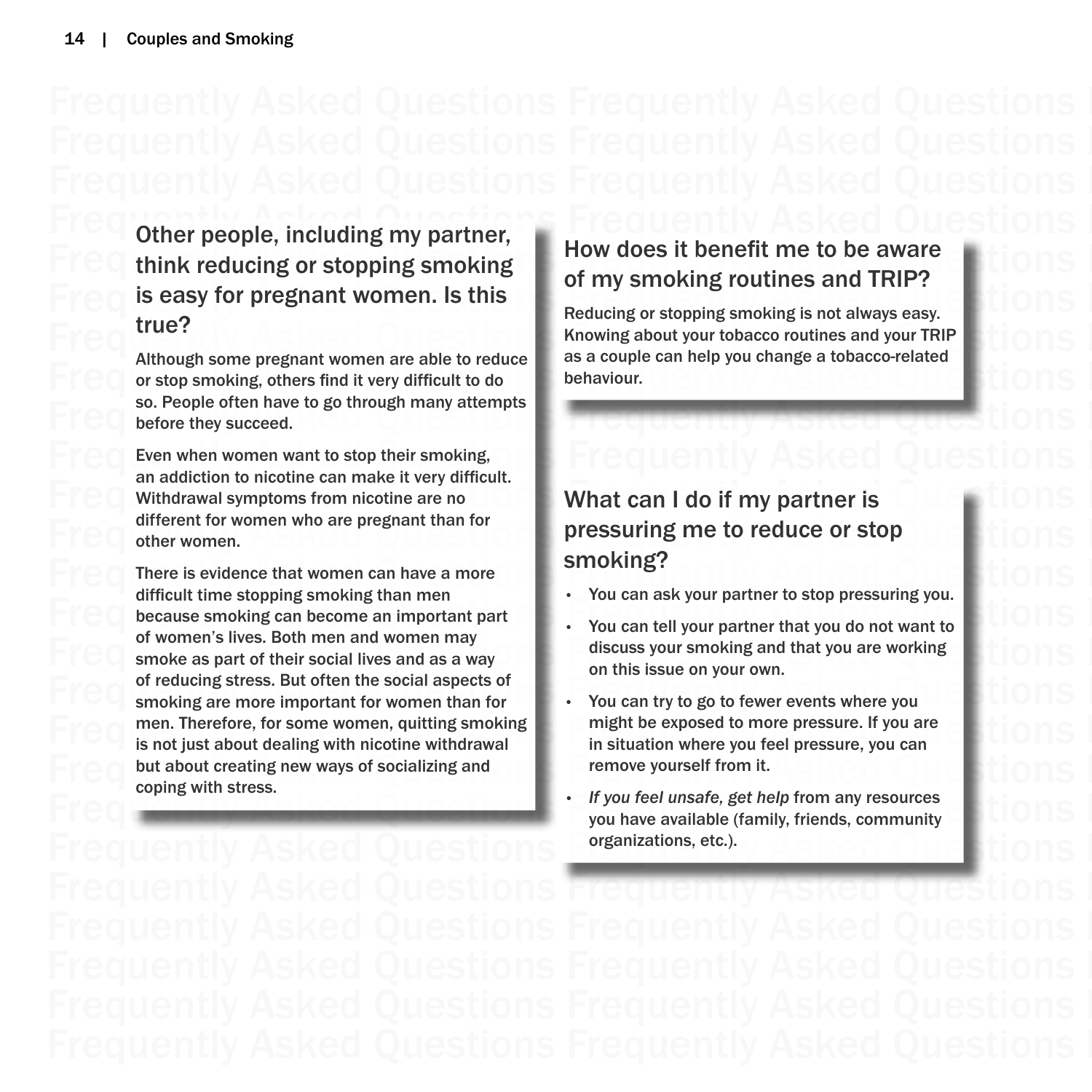## Other people, including my partner, think reducing or stopping smoking is easy for pregnant women. Is this true?

Although some pregnant women are able to reduce or stop smoking, others find it very difficult to do so. People often have to go through many attempts before they succeed.

Even when women want to stop their smoking, an addiction to nicotine can make it very difficult. Withdrawal symptoms from nicotine are no different for women who are pregnant than for other women.

There is evidence that women can have a more difficult time stopping smoking than men because smoking can become an important part of women's lives. Both men and women may smoke as part of their social lives and as a way of reducing stress. But often the social aspects of smoking are more important for women than for men. Therefore, for some women, quitting smoking is not just about dealing with nicotine withdrawal but about creating new ways of socializing and coping with stress.

## How does it benefit me to be aware of my smoking routines and TRIP?

Reducing or stopping smoking is not always easy. Knowing about your tobacco routines and your TRIP as a couple can help you change a tobacco-related behaviour.

## What can I do if my partner is pressuring me to reduce or stop smoking?

- You can ask your partner to stop pressuring you.
- You can tell your partner that you do not want to discuss your smoking and that you are working on this issue on your own.
- You can try to go to fewer events where you might be exposed to more pressure. If you are in situation where you feel pressure, you can remove yourself from it.
- *If you feel unsafe, get help* from any resources you have available (family, friends, community organizations, etc.).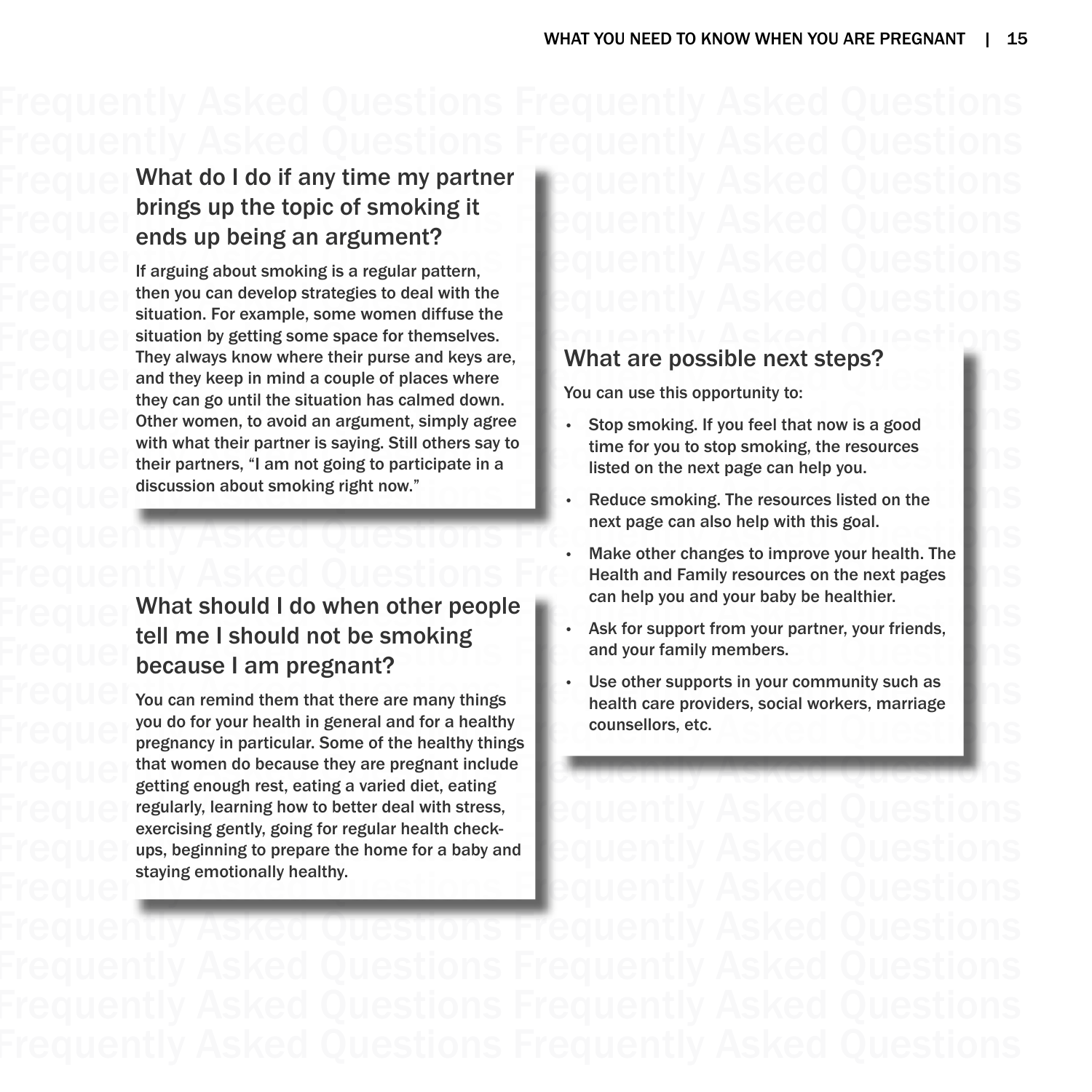## What do I do if any time my partner brings up the topic of smoking it ends up being an argument?

If arguing about smoking is a regular pattern, then you can develop strategies to deal with the situation. For example, some women diffuse the situation by getting some space for themselves. They always know where their purse and keys are, and they keep in mind a couple of places where they can go until the situation has calmed down. Other women, to avoid an argument, simply agree with what their partner is saying. Still others say to their partners, "I am not going to participate in a discussion about smoking right now."

## What should I do when other people tell me I should not be smoking because I am pregnant?

You can remind them that there are many things you do for your health in general and for a healthy pregnancy in particular. Some of the healthy things that women do because they are pregnant include getting enough rest, eating a varied diet, eating regularly, learning how to better deal with stress, exercising gently, going for regular health check-ups, beginning to prepare the home for a baby and staying emotionally healthy.

## What are possible next steps?

You can use this opportunity to:

- Stop smoking. If you feel that now is a good time for you to stop smoking, the resources listed on the next page can help you.
- Reduce smoking. The resources listed on the next page can also help with this goal.
- Make other changes to improve your health. The Health and Family resources on the next pages can help you and your baby be healthier.
- Ask for support from your partner, your friends, and your family members.
- Use other supports in your community such as health care providers, social workers, marriage counsellors, etc.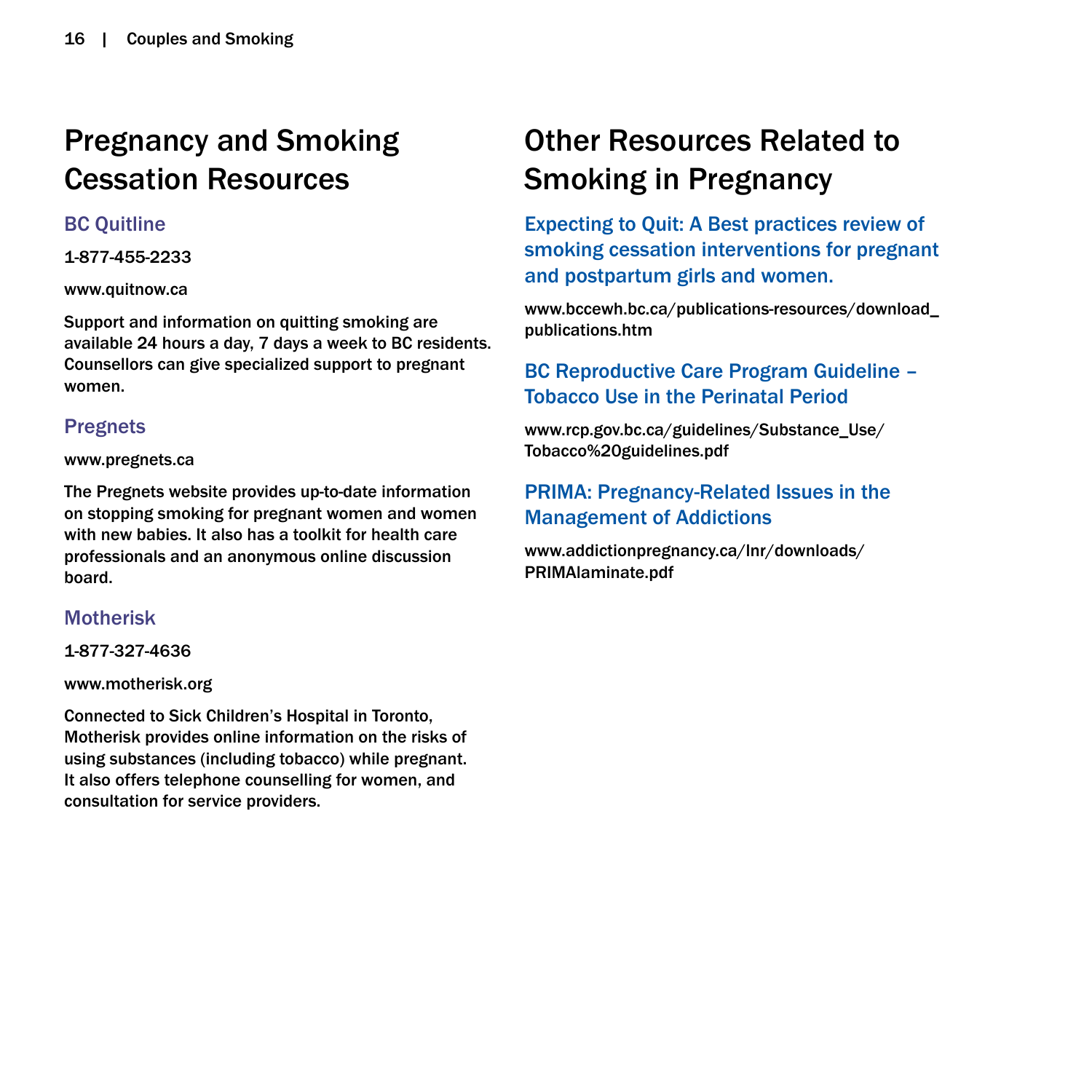# Pregnancy and Smoking Cessation Resources

### BC Quitline

1-877-455-2233

www.quitnow.ca

Support and information on quitting smoking are available 24 hours a day, 7 days a week to BC residents. Counsellors can give specialized support to pregnant women.

### Pregnets

www.pregnets.ca

The Pregnets website provides up-to-date information on stopping smoking for pregnant women and women with new babies. It also has a toolkit for health care professionals and an anonymous online discussion board.

### Motherisk

1-877-327-4636

www.motherisk.org

Connected to Sick Children's Hospital in Toronto, Motherisk provides online information on the risks of using substances (including tobacco) while pregnant. It also offers telephone counselling for women, and consultation for service providers.

# Other Resources Related to Smoking in Pregnancy

### Expecting to Quit: A Best practices review of smoking cessation interventions for pregnant and postpartum girls and women.

www.bccewh.bc.ca/publications-resources/download_publications.htm

### BC Reproductive Care Program Guideline – Tobacco Use in the Perinatal Period

www.rcp.gov.bc.ca/guidelines/Substance_Use/Tobacco%20guidelines.pdf

### PRIMA: Pregnancy-Related Issues in the Management of Addictions

www.addictionpregnancy.ca/lnr/downloads/PRIMAlaminate.pdf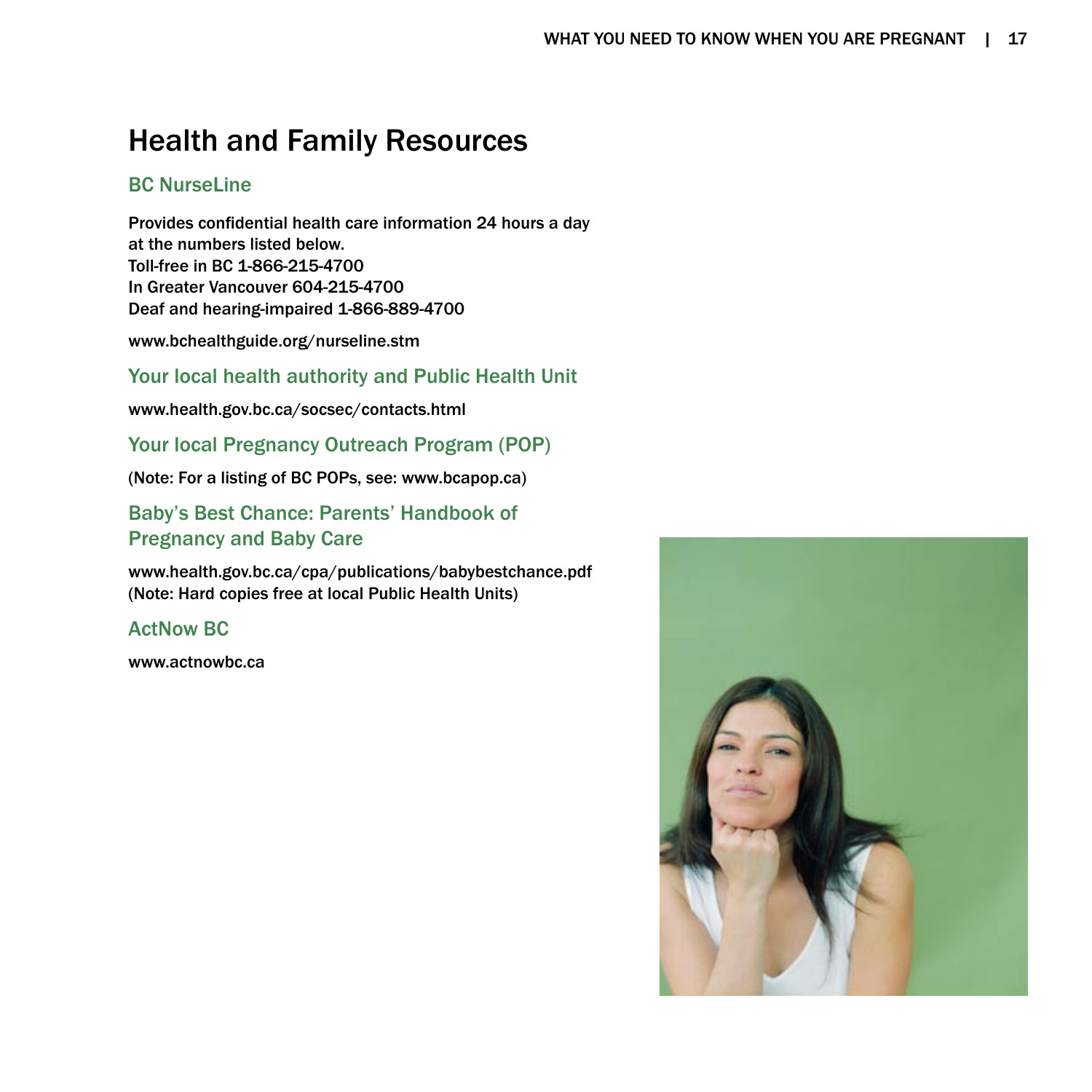# Health and Family Resources

## BC NurseLine

Provides confidential health care information 24 hours a day at the numbers listed below.
Toll-free in BC 1-866-215-4700
In Greater Vancouver 604-215-4700
Deaf and hearing-impaired 1-866-889-4700

www.bchealthguide.org/nurseline.stm

## Your local health authority and Public Health Unit

www.health.gov.bc.ca/socsec/contacts.html

## Your local Pregnancy Outreach Program (POP)

(Note: For a listing of BC POPs, see: www.bcapop.ca)

## Baby's Best Chance: Parents' Handbook of Pregnancy and Baby Care

www.health.gov.bc.ca/cpa/publications/babybestchance.pdf
(Note: Hard copies free at local Public Health Units)

## ActNow BC

www.actnowbc.ca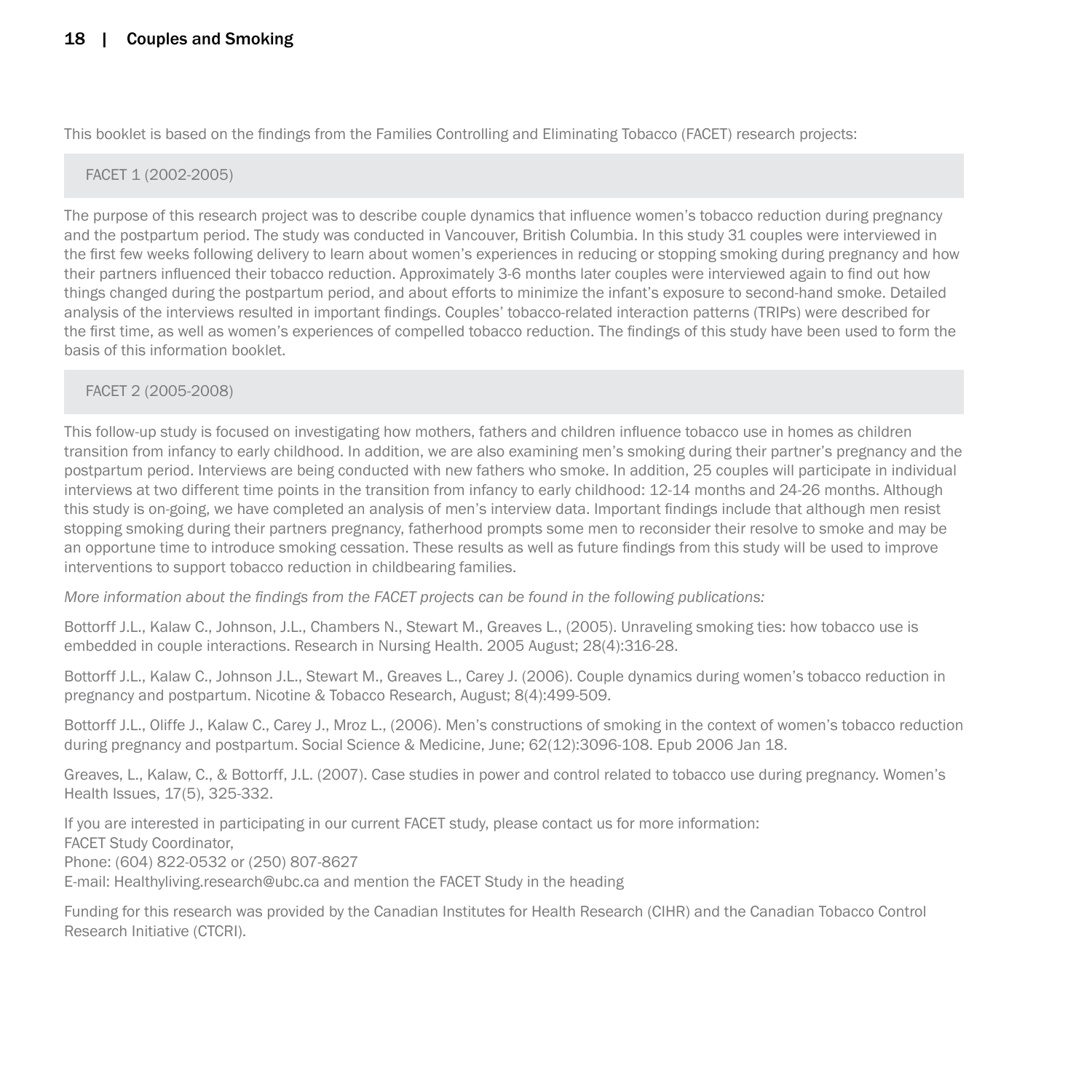This booklet is based on the findings from the Families Controlling and Eliminating Tobacco (FACET) research projects:

## FACET 1 (2002-2005)

The purpose of this research project was to describe couple dynamics that influence women's tobacco reduction during pregnancy and the postpartum period. The study was conducted in Vancouver, British Columbia. In this study 31 couples were interviewed in the first few weeks following delivery to learn about women's experiences in reducing or stopping smoking during pregnancy and how their partners influenced their tobacco reduction. Approximately 3-6 months later couples were interviewed again to find out how things changed during the postpartum period, and about efforts to minimize the infant's exposure to second-hand smoke. Detailed analysis of the interviews resulted in important findings. Couples' tobacco-related interaction patterns (TRIPs) were described for the first time, as well as women's experiences of compelled tobacco reduction. The findings of this study have been used to form the basis of this information booklet.

## FACET 2 (2005-2008)

This follow-up study is focused on investigating how mothers, fathers and children influence tobacco use in homes as children transition from infancy to early childhood. In addition, we are also examining men's smoking during their partner's pregnancy and the postpartum period. Interviews are being conducted with new fathers who smoke. In addition, 25 couples will participate in individual interviews at two different time points in the transition from infancy to early childhood: 12-14 months and 24-26 months. Although this study is on-going, we have completed an analysis of men's interview data. Important findings include that although men resist stopping smoking during their partners pregnancy, fatherhood prompts some men to reconsider their resolve to smoke and may be an opportune time to introduce smoking cessation. These results as well as future findings from this study will be used to improve interventions to support tobacco reduction in childbearing families.

*More information about the findings from the FACET projects can be found in the following publications:*

Bottorff J.L., Kalaw C., Johnson, J.L., Chambers N., Stewart M., Greaves L., (2005). Unraveling smoking ties: how tobacco use is embedded in couple interactions. Research in Nursing Health. 2005 August; 28(4):316-28.

Bottorff J.L., Kalaw C., Johnson J.L., Stewart M., Greaves L., Carey J. (2006). Couple dynamics during women's tobacco reduction in pregnancy and postpartum. Nicotine & Tobacco Research, August; 8(4):499-509.

Bottorff J.L., Oliffe J., Kalaw C., Carey J., Mroz L., (2006). Men's constructions of smoking in the context of women's tobacco reduction during pregnancy and postpartum. Social Science & Medicine, June; 62(12):3096-108. Epub 2006 Jan 18.

Greaves, L., Kalaw, C., & Bottorff, J.L. (2007). Case studies in power and control related to tobacco use during pregnancy. Women's Health Issues, 17(5), 325-332.

If you are interested in participating in our current FACET study, please contact us for more information:
FACET Study Coordinator,
Phone: (604) 822-0532 or (250) 807-8627
E-mail: Healthyliving.research@ubc.ca and mention the FACET Study in the heading

Funding for this research was provided by the Canadian Institutes for Health Research (CIHR) and the Canadian Tobacco Control Research Initiative (CTCRI).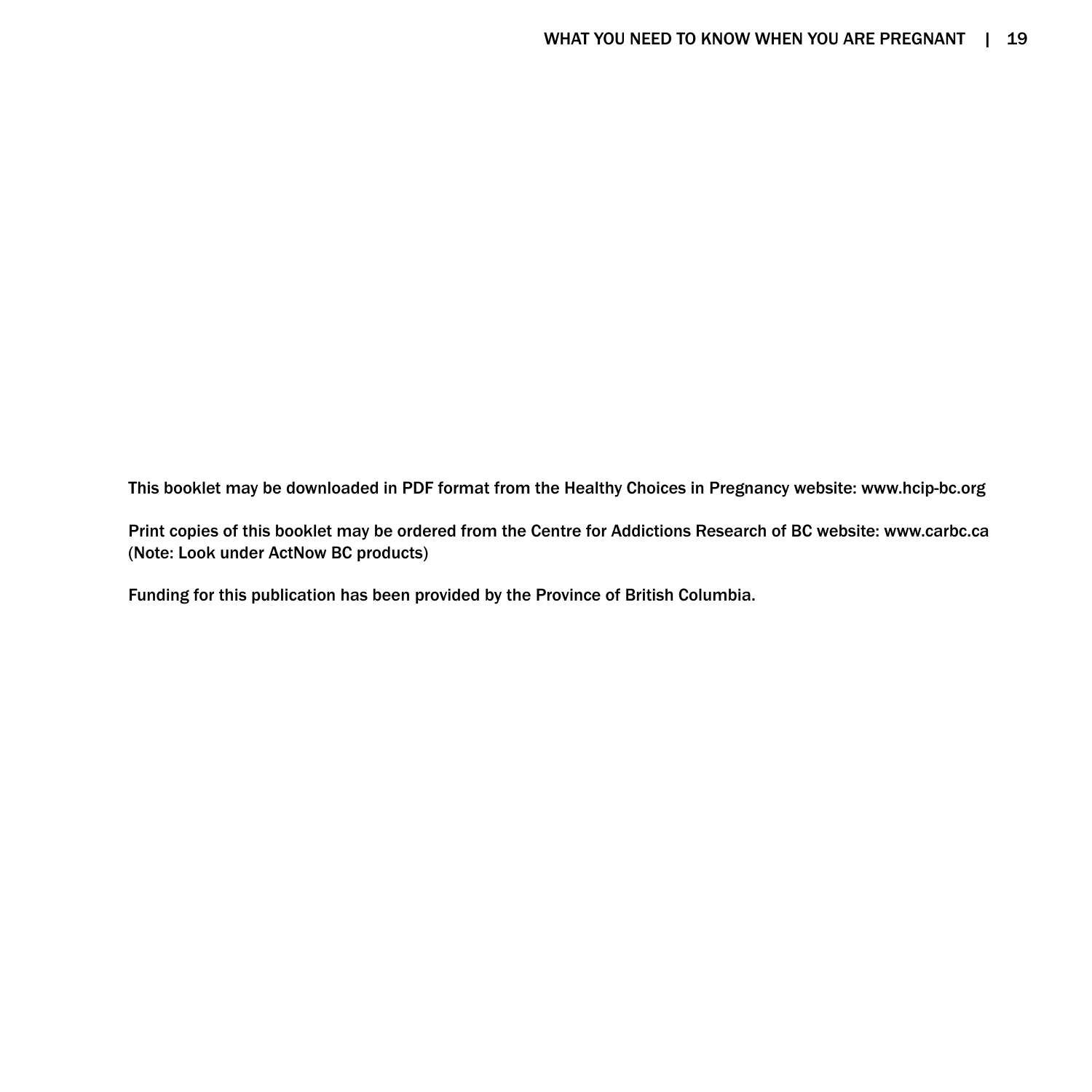This booklet may be downloaded in PDF format from the Healthy Choices in Pregnancy website: www.hcip-bc.org

Print copies of this booklet may be ordered from the Centre for Addictions Research of BC website: www.carbc.ca (Note: Look under ActNow BC products)

Funding for this publication has been provided by the Province of British Columbia.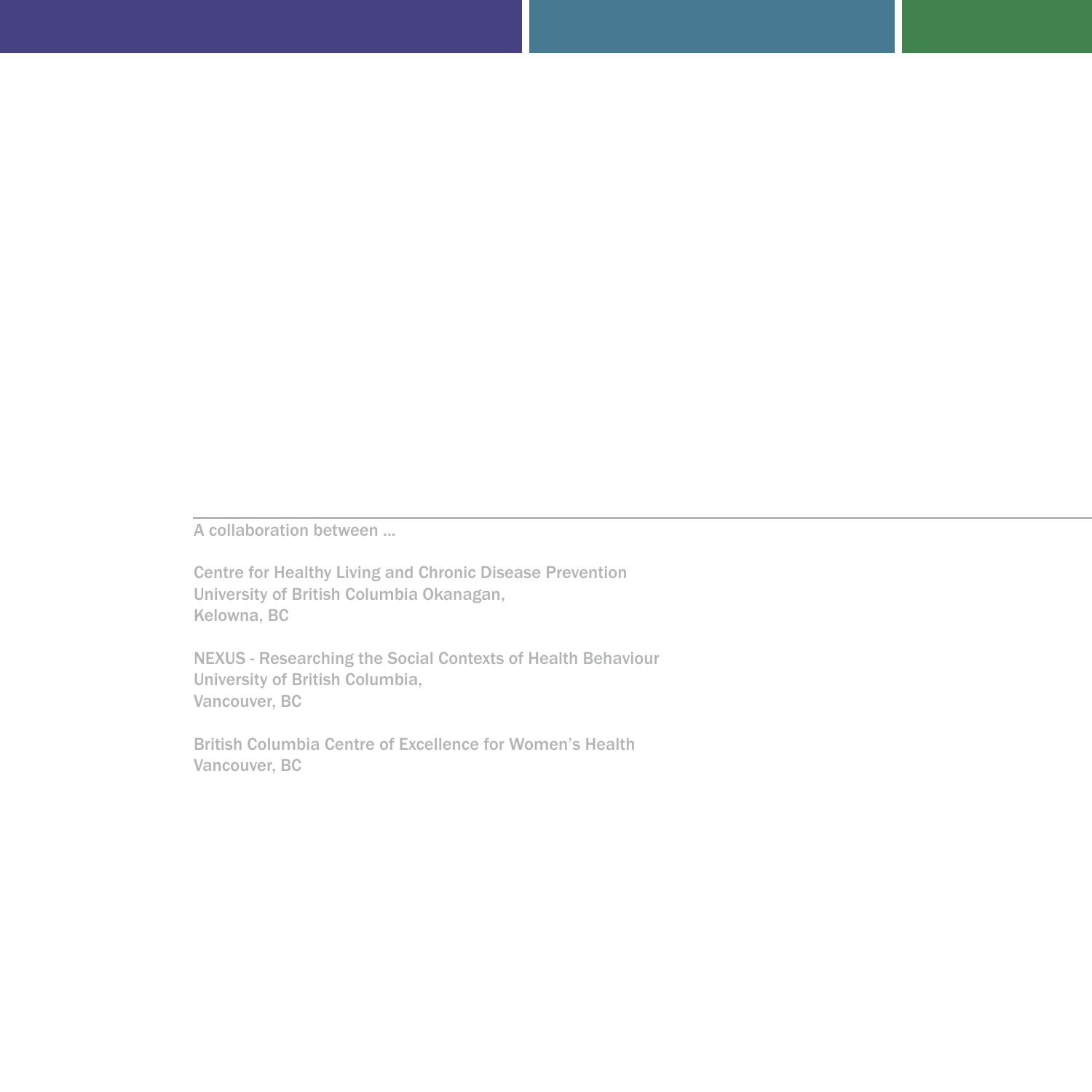A collaboration between ...

Centre for Healthy Living and Chronic Disease Prevention
University of British Columbia Okanagan,
Kelowna, BC

NEXUS - Researching the Social Contexts of Health Behaviour
University of British Columbia,
Vancouver, BC

British Columbia Centre of Excellence for Women's Health
Vancouver, BC